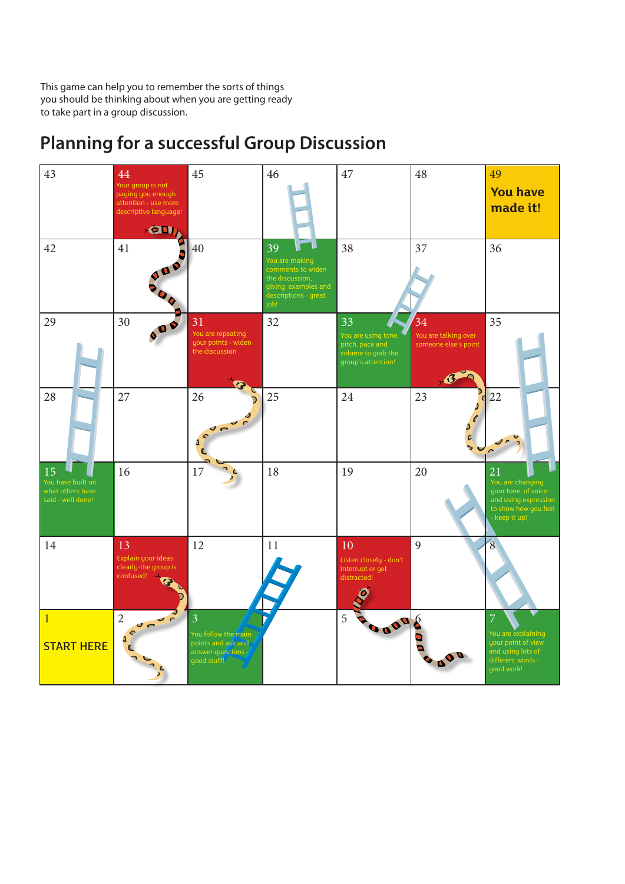This game can help you to remember the sorts of things you should be thinking about when you are getting ready to take part in a group discussion.

## Planning for a successful Group Discussion

| | | | | | | |
|---|---|---|---|---|---|---|
| 43 | 44 Your group is not paying you enough attention - use more descriptive language! | 45 | 46 | 47 | 48 | 49 **You have made it!** |
| 42 | 41 | 40 | 39 You are making comments to widen the discussion, giving examples and descriptions - great job! | 38 | 37 | 36 |
| 29 | 30 | 31 You are repeating your points - widen the discussion | 32 | 33 You are using tone, pitch, pace and volume to grab the group's attention! | 34 You are talking over someone else's point | 35 |
| 28 | 27 | 26 | 25 | 24 | 23 | 22 |
| 15 You have built on what others have said - well done! | 16 | 17 | 18 | 19 | 20 | 21 You are changing your tone of voice and using expression to show how you feel - keep it up! |
| 14 | 13 Explain your ideas clearly-the group is confused! | 12 | 11 | 10 Listen closely - don't interrupt or get distracted! | 9 | 8 |
| 1 **START HERE** | 2 | 3 You follow the main points and ask and answer questions - good stuff! | 4 | 5 | 6 | 7 You are explaining your point of view and using lots of different words - good work! |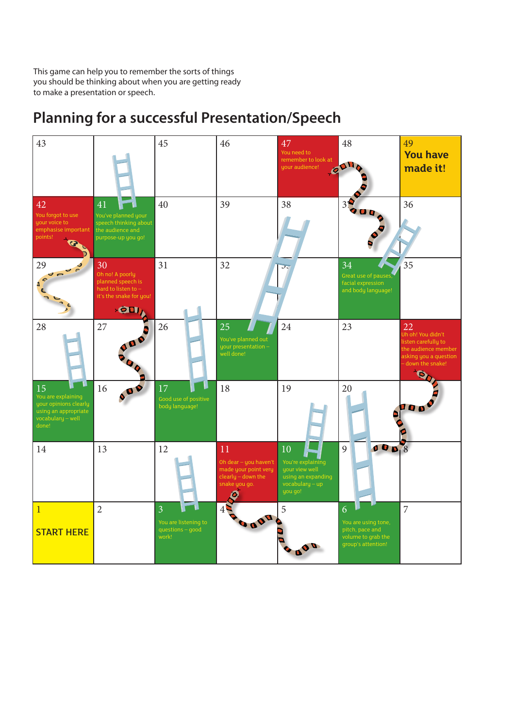This game can help you to remember the sorts of things you should be thinking about when you are getting ready to make a presentation or speech.

## Planning for a successful Presentation/Speech

| | | | | | | |
|---|---|---|---|---|---|---|
| 43 | | 45 | 46 | 47 You need to remember to look at your audience! | 48 | 49 **You have made it!** |
| 42 You forgot to use your voice to emphasise important points! | 41 You've planned your speech thinking about the audience and purpose-up you go! | 40 | 39 | 38 | 37 | 36 |
| 29 | 30 Oh no! A poorly planned speech is hard to listen to – it's the snake for you! | 31 | 32 | 33 | 34 Great use of pauses, facial expression and body language! | 35 |
| 28 | 27 | 26 | 25 You've planned out your presentation – well done! | 24 | 23 | 22 Uh oh! You didn't listen carefully to the audience member asking you a question – down the snake! |
| 15 You are explaining your opinions clearly using an appropriate vocabulary – well done! | 16 | 17 Good use of positive body language! | 18 | 19 | 20 | 21 |
| 14 | 13 | 12 | 11 Oh dear – you haven't made your point very clearly – down the snake you go. | 10 You're explaining your view well using an expanding vocabulary – up you go! | 9 | 8 |
| 1 **START HERE** | 2 | 3 You are listening to questions – good work! | 4 | 5 | 6 You are using tone, pitch, pace and volume to grab the group's attention! | 7 |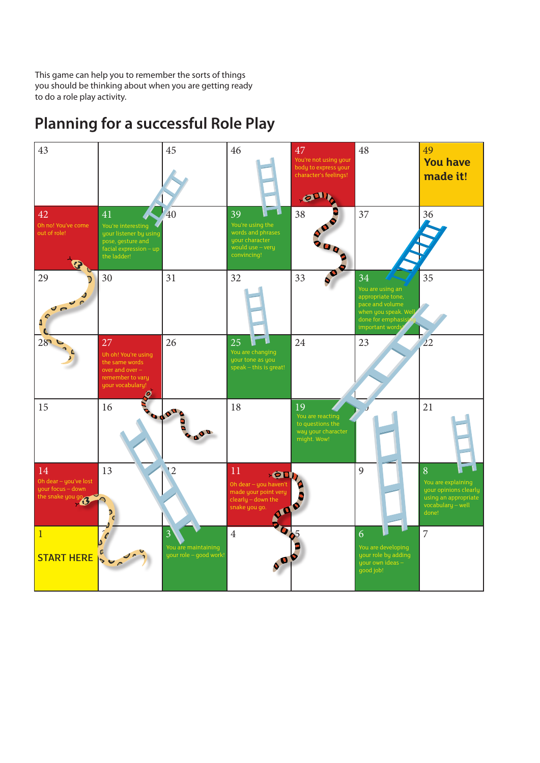This game can help you to remember the sorts of things you should be thinking about when you are getting ready to do a role play activity.

## Planning for a successful Role Play

| | | | | | | |
|---|---|---|---|---|---|---|
| 43 | | 45 | 46 | 47 You're not using your body to express your character's feelings! | 48 | 49 **You have made it!** |
| 42 Oh no! You've come out of role! | 41 You're interesting your listener by using pose, gesture and facial expression – up the ladder! | 40 | 39 You're using the words and phrases your character would use – very convincing! | 38 | 37 | 36 |
| 29 | 30 | 31 | 32 | 33 | 34 You are using an appropriate tone, pace and volume when you speak. Well done for emphasising important words! | 35 |
| 28 | 27 Uh oh! You're using the same words over and over – remember to vary your vocabulary! | 26 | 25 You are changing your tone as you speak – this is great! | 24 | 23 | 22 |
| 15 | 16 | | 18 | 19 You are reacting to questions the way your character might. Wow! | | 21 |
| 14 Oh dear – you've lost your focus – down the snake you go | 13 | 12 | 11 Oh dear – you haven't made your point very clearly – down the snake you go. | | 9 | 8 You are explaining your opinions clearly using an appropriate vocabulary – well done! |
| 1 **START HERE** | | 3 You are maintaining your role – good work! | 4 | 5 | 6 You are developing your role by adding your own ideas – good job! | 7 |